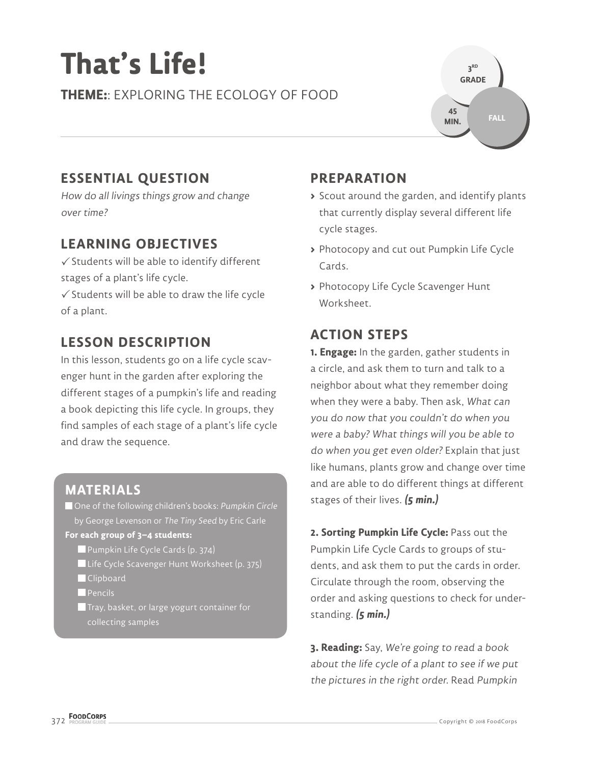# That's Life!

**THEME:**: EXPLORING THE ECOLOGY OF FOOD

3RD GRADE

45 MIN.

FALL

## ESSENTIAL QUESTION

*How do all livings things grow and change over time?*

## LEARNING OBJECTIVES

✓ Students will be able to identify different stages of a plant's life cycle.

✓ Students will be able to draw the life cycle of a plant.

## LESSON DESCRIPTION

In this lesson, students go on a life cycle scavenger hunt in the garden after exploring the different stages of a pumpkin's life and reading a book depicting this life cycle. In groups, they find samples of each stage of a plant's life cycle and draw the sequence.

## MATERIALS

- One of the following children's books: *Pumpkin Circle* by George Levenson or *The Tiny Seed* by Eric Carle

**For each group of 3–4 students:**

- Pumpkin Life Cycle Cards (p. 374)
- Life Cycle Scavenger Hunt Worksheet (p. 375)
- Clipboard
- Pencils
- Tray, basket, or large yogurt container for collecting samples

## PREPARATION

- Scout around the garden, and identify plants that currently display several different life cycle stages.
- Photocopy and cut out Pumpkin Life Cycle Cards.
- Photocopy Life Cycle Scavenger Hunt Worksheet.

## ACTION STEPS

**1. Engage:** In the garden, gather students in a circle, and ask them to turn and talk to a neighbor about what they remember doing when they were a baby. Then ask, *What can you do now that you couldn't do when you were a baby? What things will you be able to do when you get even older?* Explain that just like humans, plants grow and change over time and are able to do different things at different stages of their lives. ***(5 min.)***

**2. Sorting Pumpkin Life Cycle:** Pass out the Pumpkin Life Cycle Cards to groups of students, and ask them to put the cards in order. Circulate through the room, observing the order and asking questions to check for understanding. ***(5 min.)***

**3. Reading:** Say, *We're going to read a book about the life cycle of a plant to see if we put the pictures in the right order.* Read *Pumpkin*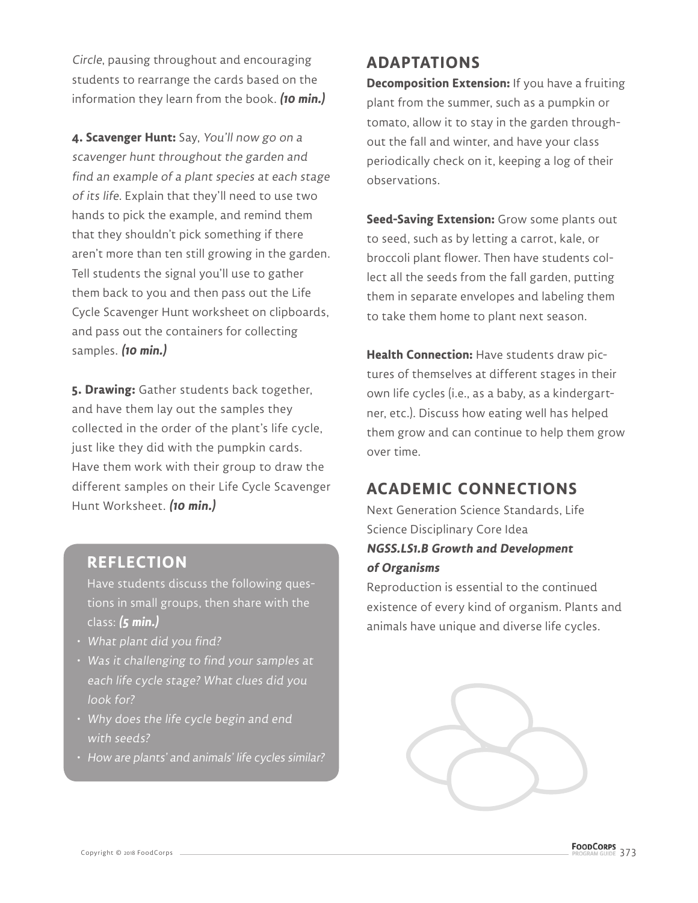*Circle*, pausing throughout and encouraging students to rearrange the cards based on the information they learn from the book. ***(10 min.)***

**4. Scavenger Hunt:** Say, *You'll now go on a scavenger hunt throughout the garden and find an example of a plant species at each stage of its life.* Explain that they'll need to use two hands to pick the example, and remind them that they shouldn't pick something if there aren't more than ten still growing in the garden. Tell students the signal you'll use to gather them back to you and then pass out the Life Cycle Scavenger Hunt worksheet on clipboards, and pass out the containers for collecting samples. ***(10 min.)***

**5. Drawing:** Gather students back together, and have them lay out the samples they collected in the order of the plant's life cycle, just like they did with the pumpkin cards. Have them work with their group to draw the different samples on their Life Cycle Scavenger Hunt Worksheet. ***(10 min.)***

## REFLECTION

Have students discuss the following questions in small groups, then share with the class: ***(5 min.)***

- *What plant did you find?*
- *Was it challenging to find your samples at each life cycle stage? What clues did you look for?*
- *Why does the life cycle begin and end with seeds?*
- *How are plants' and animals' life cycles similar?*

## ADAPTATIONS

**Decomposition Extension:** If you have a fruiting plant from the summer, such as a pumpkin or tomato, allow it to stay in the garden throughout the fall and winter, and have your class periodically check on it, keeping a log of their observations.

**Seed-Saving Extension:** Grow some plants out to seed, such as by letting a carrot, kale, or broccoli plant flower. Then have students collect all the seeds from the fall garden, putting them in separate envelopes and labeling them to take them home to plant next season.

**Health Connection:** Have students draw pictures of themselves at different stages in their own life cycles (i.e., as a baby, as a kindergartner, etc.). Discuss how eating well has helped them grow and can continue to help them grow over time.

## ACADEMIC CONNECTIONS

Next Generation Science Standards, Life Science Disciplinary Core Idea

***NGSS.LS1.B Growth and Development of Organisms***

Reproduction is essential to the continued existence of every kind of organism. Plants and animals have unique and diverse life cycles.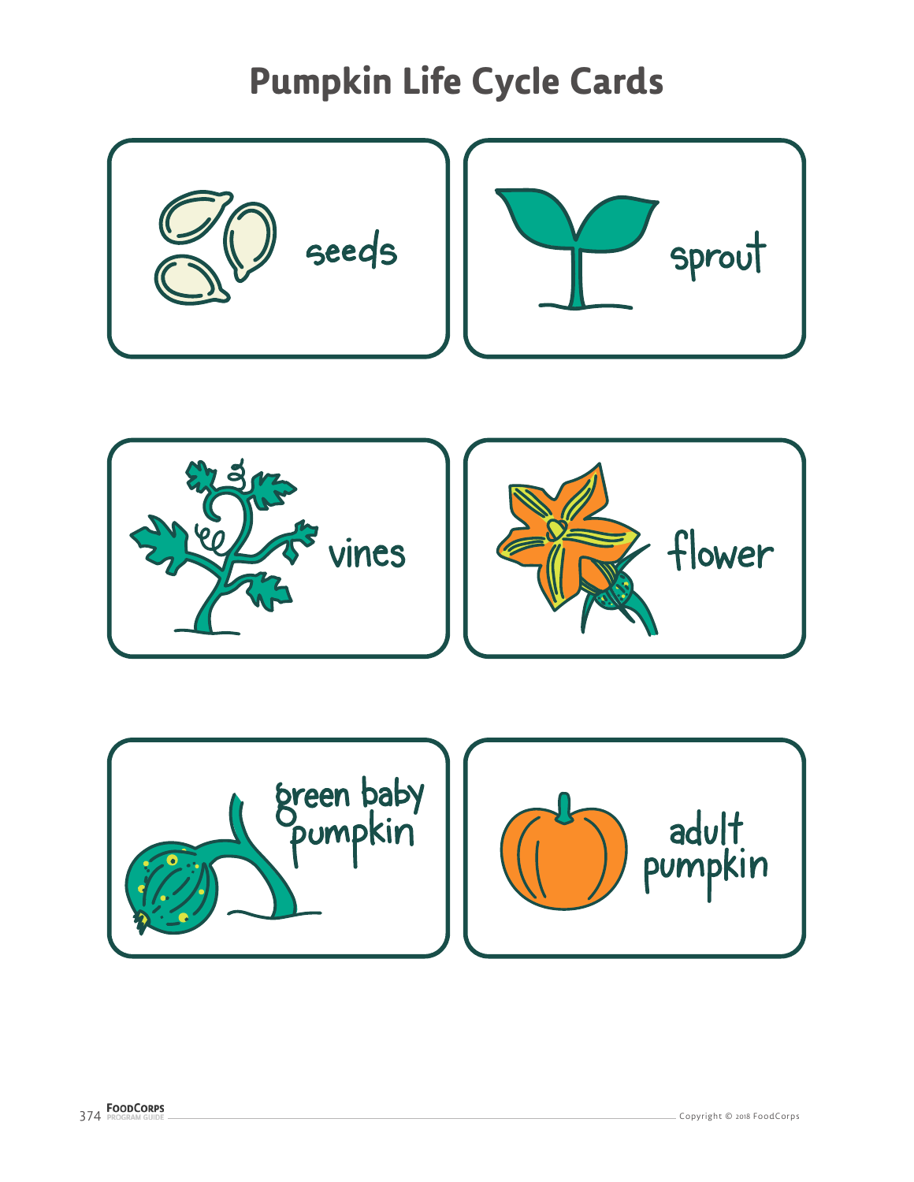# Pumpkin Life Cycle Cards

seeds

sprout

vines

flower

green baby pumpkin

adult pumpkin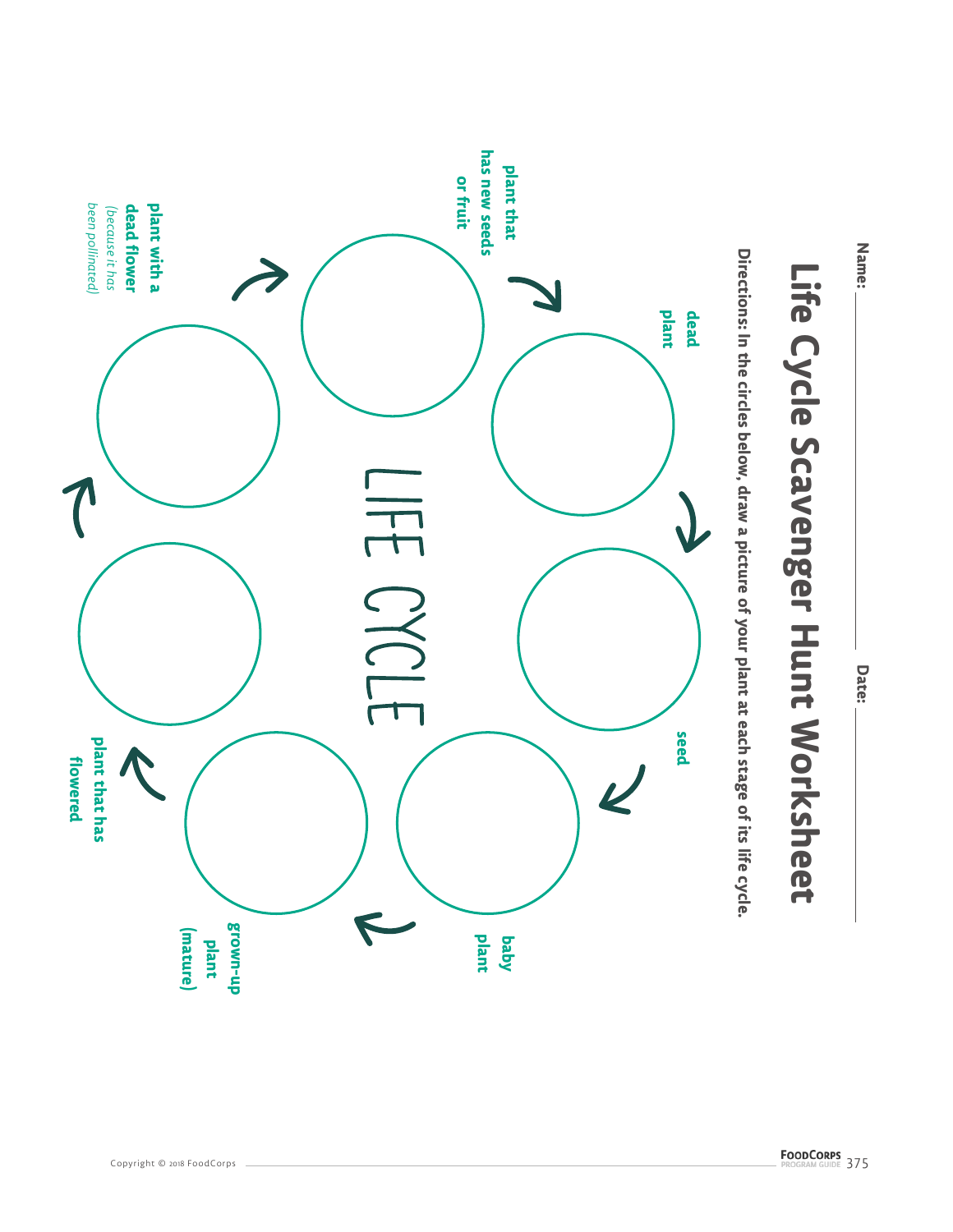Name: ____________________ Date: ____________________

# Life Cycle Scavenger Hunt Worksheet

**Directions: In the circles below, draw a picture of your plant at each stage of its life cycle.**

LIFE CYCLE

**seed**

**baby plant**

**grown-up plant (mature)**

**plant that has flowered**

**plant with a dead flower** *(because it has been pollinated)*

**plant that has new seeds or fruit**

**dead plant**

Copyright © 2018 FoodCorps